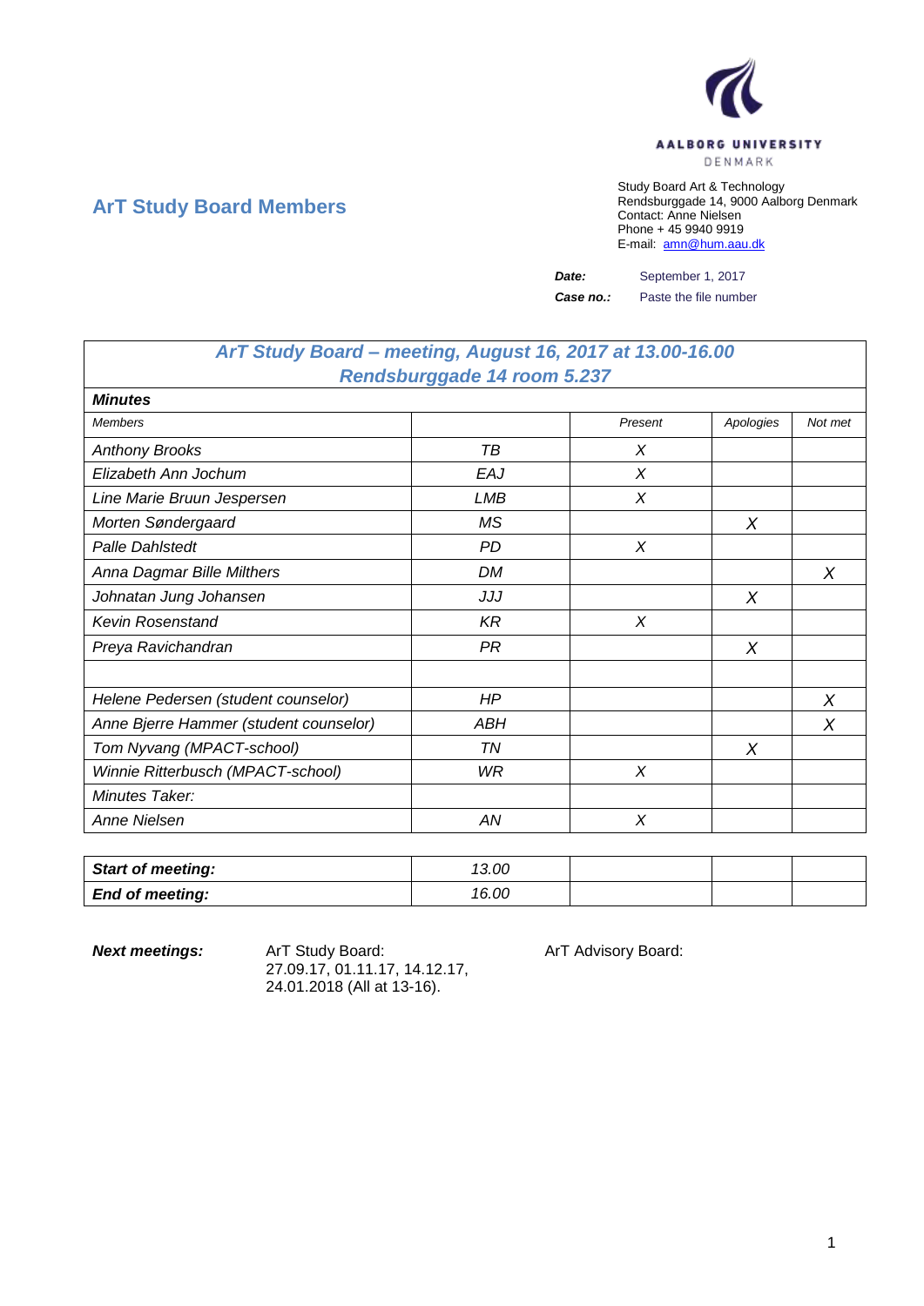AALBORG UNIVERSITY
DENMARK

## ArT Study Board Members

Study Board Art & Technology
Rendsburggade 14, 9000 Aalborg Denmark
Contact: Anne Nielsen
Phone + 45 9940 9919
E-mail: amn@hum.aau.dk

***Date:*** September 1, 2017

***Case no.:*** Paste the file number

| ***ArT Study Board – meeting, August 16, 2017 at 13.00-16.00 Rendsburggade 14 room 5.237*** | | | | |
|---|---|---|---|---|
| ***Minutes*** | | | | |
| *Members* | | *Present* | *Apologies* | *Not met* |
| *Anthony Brooks* | *TB* | *X* | | |
| *Elizabeth Ann Jochum* | *EAJ* | *X* | | |
| *Line Marie Bruun Jespersen* | *LMB* | *X* | | |
| *Morten Søndergaard* | *MS* | | *X* | |
| *Palle Dahlstedt* | *PD* | *X* | | |
| *Anna Dagmar Bille Milthers* | *DM* | | | *X* |
| *Johnatan Jung Johansen* | *JJJ* | | *X* | |
| *Kevin Rosenstand* | *KR* | *X* | | |
| *Preya Ravichandran* | *PR* | | *X* | |
| | | | | |
| *Helene Pedersen (student counselor)* | *HP* | | | *X* |
| *Anne Bjerre Hammer (student counselor)* | *ABH* | | | *X* |
| *Tom Nyvang (MPACT-school)* | *TN* | | *X* | |
| *Winnie Ritterbusch (MPACT-school)* | *WR* | *X* | | |
| *Minutes Taker:* | | | | |
| *Anne Nielsen* | *AN* | *X* | | |

| ***Start of meeting:*** | *13.00* | | | |
|---|---|---|---|---|
| ***End of meeting:*** | *16.00* | | | |

***Next meetings:***

ArT Study Board:
27.09.17, 01.11.17, 14.12.17,
24.01.2018 (All at 13-16).

ArT Advisory Board: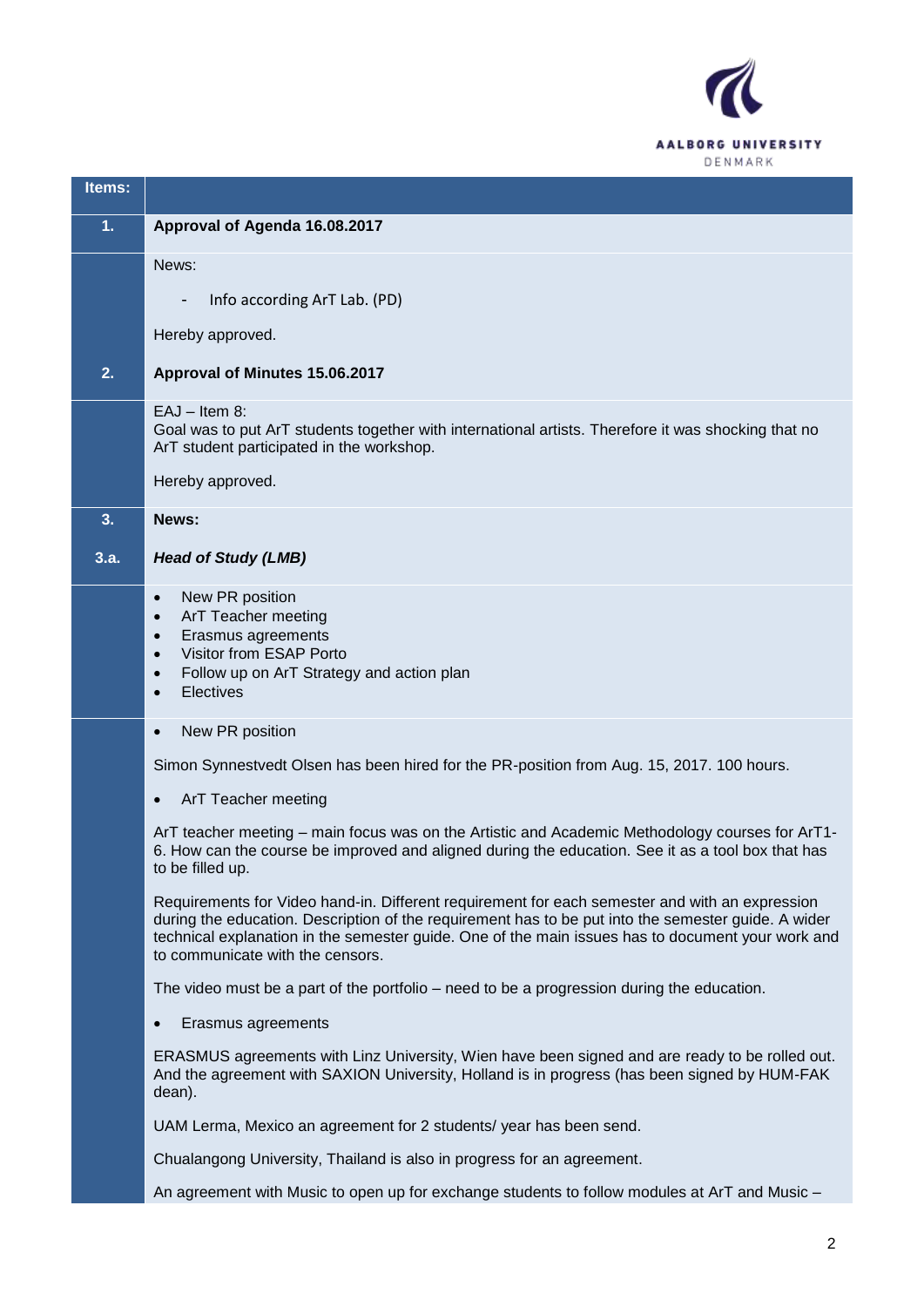| Items: | |
|---|---|
| **1.** | **Approval of Agenda 16.08.2017** |
| | News:<br><br>- Info according ArT Lab. (PD)<br><br>Hereby approved. |
| **2.** | **Approval of Minutes 15.06.2017** |
| | EAJ – Item 8:<br>Goal was to put ArT students together with international artists. Therefore it was shocking that no ArT student participated in the workshop.<br><br>Hereby approved. |
| **3.** | **News:** |
| **3.a.** | ***Head of Study (LMB)*** |
| | • New PR position<br>• ArT Teacher meeting<br>• Erasmus agreements<br>• Visitor from ESAP Porto<br>• Follow up on ArT Strategy and action plan<br>• Electives |
| | • New PR position<br><br>Simon Synnestvedt Olsen has been hired for the PR-position from Aug. 15, 2017. 100 hours.<br><br>• ArT Teacher meeting<br><br>ArT teacher meeting – main focus was on the Artistic and Academic Methodology courses for ArT1-6. How can the course be improved and aligned during the education. See it as a tool box that has to be filled up.<br><br>Requirements for Video hand-in. Different requirement for each semester and with an expression during the education. Description of the requirement has to be put into the semester guide. A wider technical explanation in the semester guide. One of the main issues has to document your work and to communicate with the censors.<br><br>The video must be a part of the portfolio – need to be a progression during the education.<br><br>• Erasmus agreements<br><br>ERASMUS agreements with Linz University, Wien have been signed and are ready to be rolled out. And the agreement with SAXION University, Holland is in progress (has been signed by HUM-FAK dean).<br><br>UAM Lerma, Mexico an agreement for 2 students/ year has been send.<br><br>Chualangong University, Thailand is also in progress for an agreement.<br><br>An agreement with Music to open up for exchange students to follow modules at ArT and Music – |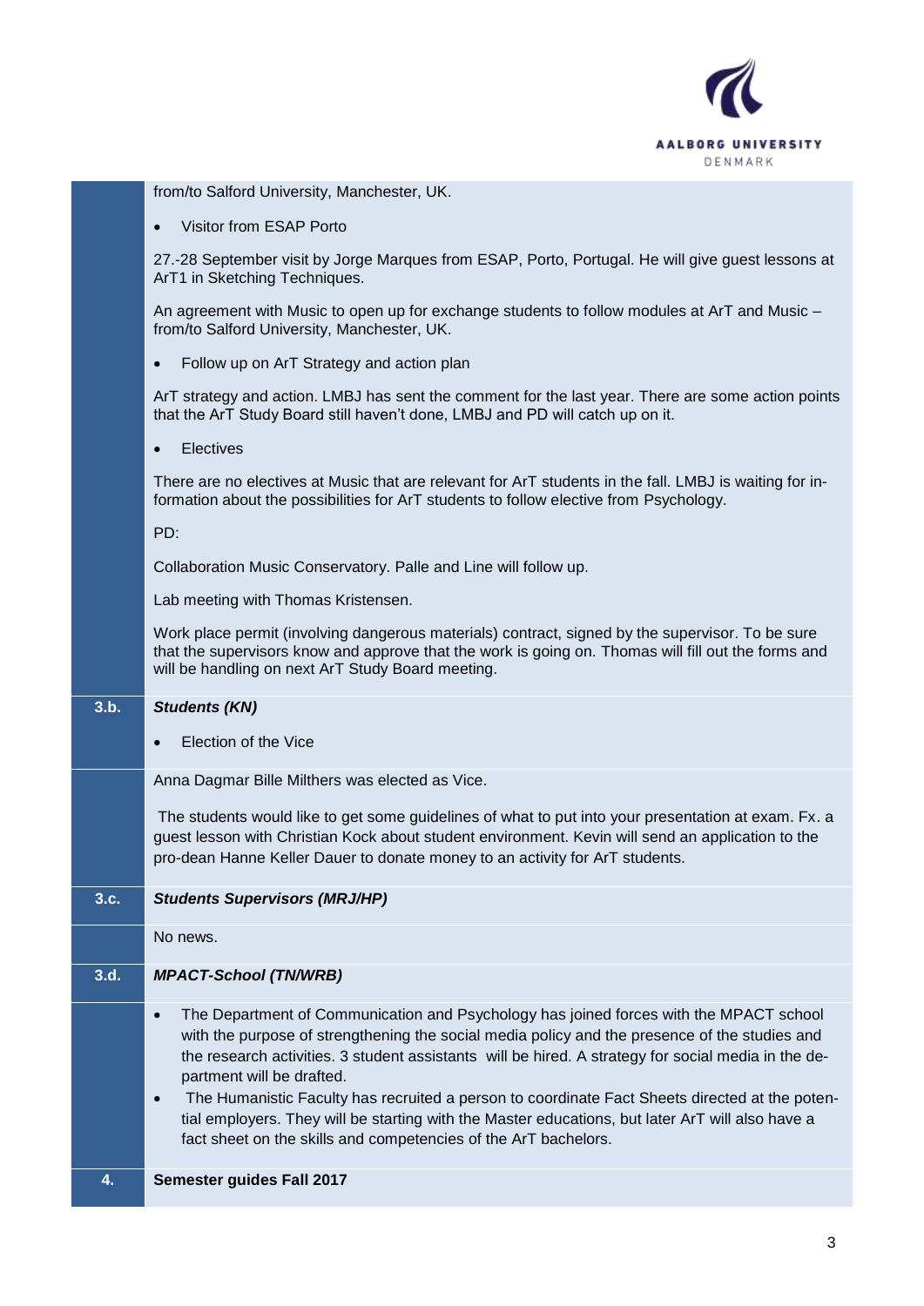| | |
|---|---|
| | from/to Salford University, Manchester, UK.<br><br>• Visitor from ESAP Porto<br><br>27.-28 September visit by Jorge Marques from ESAP, Porto, Portugal. He will give guest lessons at ArT1 in Sketching Techniques.<br><br>An agreement with Music to open up for exchange students to follow modules at ArT and Music – from/to Salford University, Manchester, UK.<br><br>• Follow up on ArT Strategy and action plan<br><br>ArT strategy and action. LMBJ has sent the comment for the last year. There are some action points that the ArT Study Board still haven't done, LMBJ and PD will catch up on it.<br><br>• Electives<br><br>There are no electives at Music that are relevant for ArT students in the fall. LMBJ is waiting for information about the possibilities for ArT students to follow elective from Psychology.<br><br>PD:<br><br>Collaboration Music Conservatory. Palle and Line will follow up.<br><br>Lab meeting with Thomas Kristensen.<br><br>Work place permit (involving dangerous materials) contract, signed by the supervisor. To be sure that the supervisors know and approve that the work is going on. Thomas will fill out the forms and will be handling on next ArT Study Board meeting. |
| **3.b.** | ***Students (KN)***<br><br>• Election of the Vice |
| | Anna Dagmar Bille Milthers was elected as Vice.<br><br>The students would like to get some guidelines of what to put into your presentation at exam. Fx. a guest lesson with Christian Kock about student environment. Kevin will send an application to the pro-dean Hanne Keller Dauer to donate money to an activity for ArT students. |
| **3.c.** | ***Students Supervisors (MRJ/HP)*** |
| | No news. |
| **3.d.** | ***MPACT-School (TN/WRB)*** |
| | • The Department of Communication and Psychology has joined forces with the MPACT school with the purpose of strengthening the social media policy and the presence of the studies and the research activities. 3 student assistants will be hired. A strategy for social media in the department will be drafted.<br>• The Humanistic Faculty has recruited a person to coordinate Fact Sheets directed at the potential employers. They will be starting with the Master educations, but later ArT will also have a fact sheet on the skills and competencies of the ArT bachelors. |
| **4.** | **Semester guides Fall 2017** |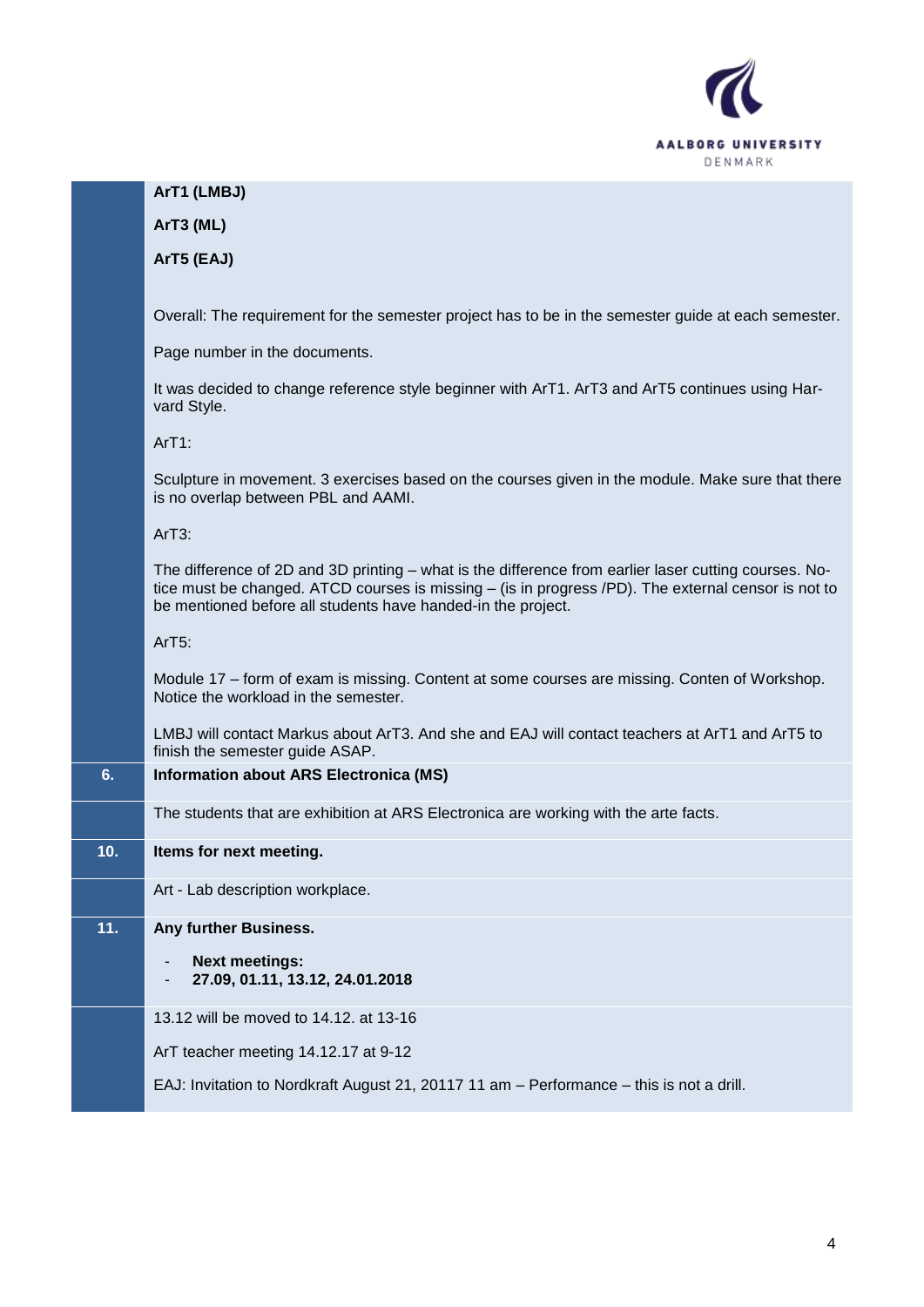**ArT1 (LMBJ)**

**ArT3 (ML)**

**ArT5 (EAJ)**

Overall: The requirement for the semester project has to be in the semester guide at each semester.

Page number in the documents.

It was decided to change reference style beginner with ArT1. ArT3 and ArT5 continues using Harvard Style.

ArT1:

Sculpture in movement. 3 exercises based on the courses given in the module. Make sure that there is no overlap between PBL and AAMI.

ArT3:

The difference of 2D and 3D printing – what is the difference from earlier laser cutting courses. Notice must be changed. ATCD courses is missing – (is in progress /PD). The external censor is not to be mentioned before all students have handed-in the project.

ArT5:

Module 17 – form of exam is missing. Content at some courses are missing. Conten of Workshop. Notice the workload in the semester.

LMBJ will contact Markus about ArT3. And she and EAJ will contact teachers at ArT1 and ArT5 to finish the semester guide ASAP.

**6. Information about ARS Electronica (MS)**

The students that are exhibition at ARS Electronica are working with the arte facts.

**10. Items for next meeting.**

Art - Lab description workplace.

**11. Any further Business.**

- **Next meetings:**
- **27.09, 01.11, 13.12, 24.01.2018**

13.12 will be moved to 14.12. at 13-16

ArT teacher meeting 14.12.17 at 9-12

EAJ: Invitation to Nordkraft August 21, 20117 11 am – Performance – this is not a drill.